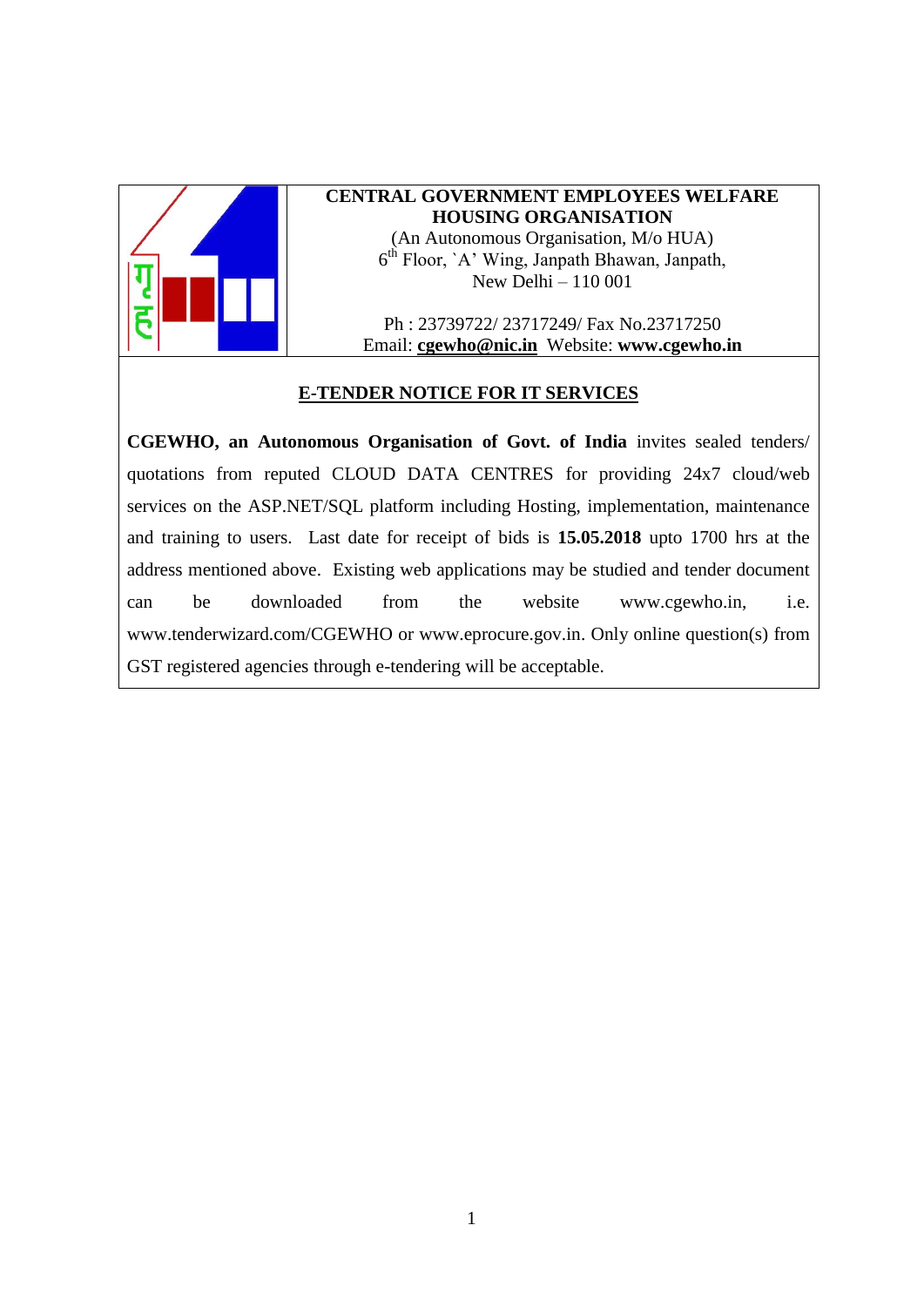**CENTRAL GOVERNMENT EMPLOYEES WELFARE HOUSING ORGANISATION**

(An Autonomous Organisation, M/o HUA)
6th Floor, `A' Wing, Janpath Bhawan, Janpath,
New Delhi – 110 001

Ph : 23739722/ 23717249/ Fax No.23717250
Email: **cgewho@nic.in** Website: **www.cgewho.in**

## E-TENDER NOTICE FOR IT SERVICES

**CGEWHO, an Autonomous Organisation of Govt. of India** invites sealed tenders/ quotations from reputed CLOUD DATA CENTRES for providing 24x7 cloud/web services on the ASP.NET/SQL platform including Hosting, implementation, maintenance and training to users. Last date for receipt of bids is **15.05.2018** upto 1700 hrs at the address mentioned above. Existing web applications may be studied and tender document can be downloaded from the website www.cgewho.in, i.e. www.tenderwizard.com/CGEWHO or www.eprocure.gov.in. Only online question(s) from GST registered agencies through e-tendering will be acceptable.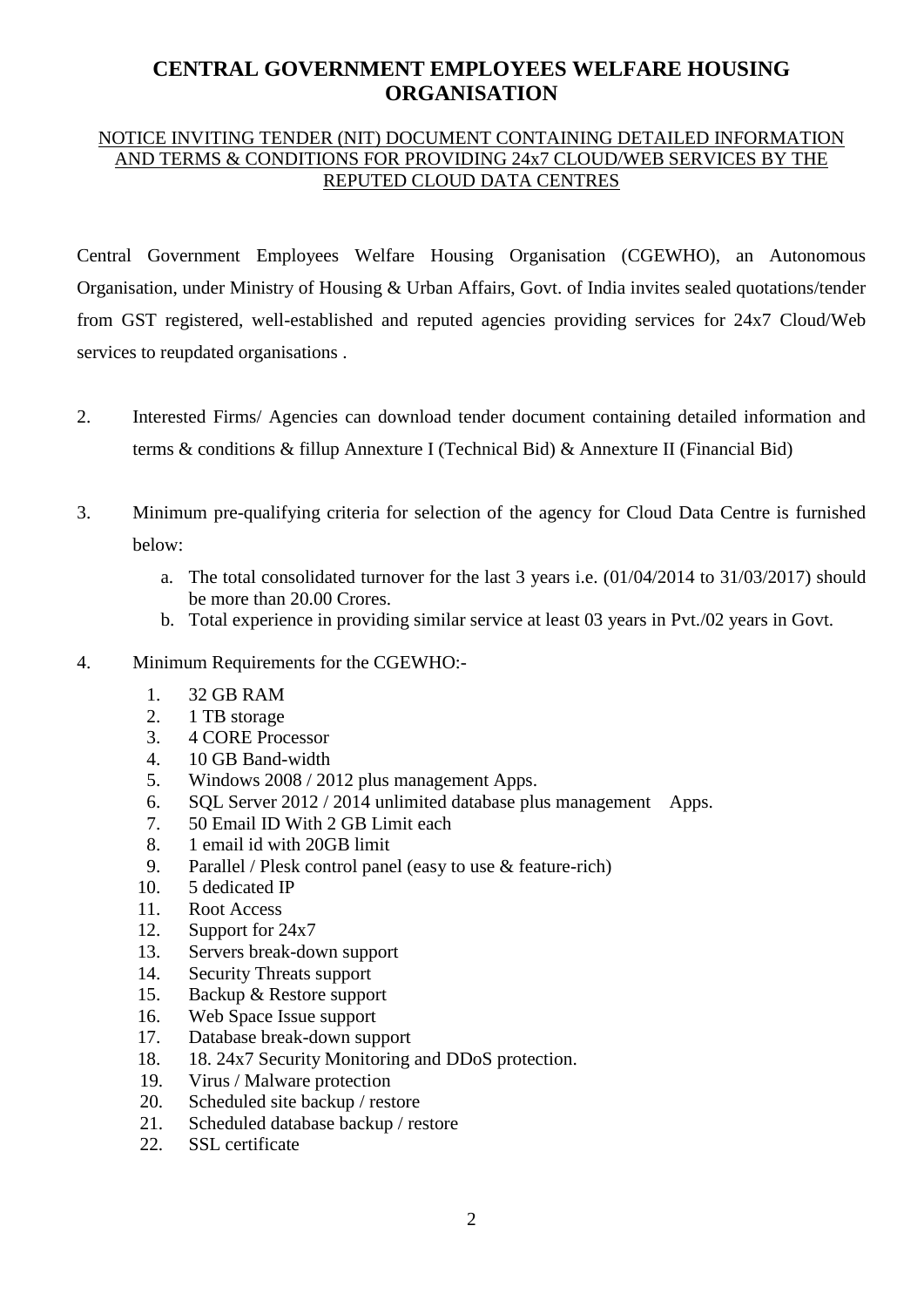# CENTRAL GOVERNMENT EMPLOYEES WELFARE HOUSING ORGANISATION

NOTICE INVITING TENDER (NIT) DOCUMENT CONTAINING DETAILED INFORMATION AND TERMS & CONDITIONS FOR PROVIDING 24x7 CLOUD/WEB SERVICES BY THE REPUTED CLOUD DATA CENTRES

Central Government Employees Welfare Housing Organisation (CGEWHO), an Autonomous Organisation, under Ministry of Housing & Urban Affairs, Govt. of India invites sealed quotations/tender from GST registered, well-established and reputed agencies providing services for 24x7 Cloud/Web services to reupdated organisations .

2. Interested Firms/ Agencies can download tender document containing detailed information and terms & conditions & fillup Annexture I (Technical Bid) & Annexture II (Financial Bid)

3. Minimum pre-qualifying criteria for selection of the agency for Cloud Data Centre is furnished below:

   a. The total consolidated turnover for the last 3 years i.e. (01/04/2014 to 31/03/2017) should be more than 20.00 Crores.
   b. Total experience in providing similar service at least 03 years in Pvt./02 years in Govt.

4. Minimum Requirements for the CGEWHO:-

   1. 32 GB RAM
   2. 1 TB storage
   3. 4 CORE Processor
   4. 10 GB Band-width
   5. Windows 2008 / 2012 plus management Apps.
   6. SQL Server 2012 / 2014 unlimited database plus management Apps.
   7. 50 Email ID With 2 GB Limit each
   8. 1 email id with 20GB limit
   9. Parallel / Plesk control panel (easy to use & feature-rich)
   10. 5 dedicated IP
   11. Root Access
   12. Support for 24x7
   13. Servers break-down support
   14. Security Threats support
   15. Backup & Restore support
   16. Web Space Issue support
   17. Database break-down support
   18. 18. 24x7 Security Monitoring and DDoS protection.
   19. Virus / Malware protection
   20. Scheduled site backup / restore
   21. Scheduled database backup / restore
   22. SSL certificate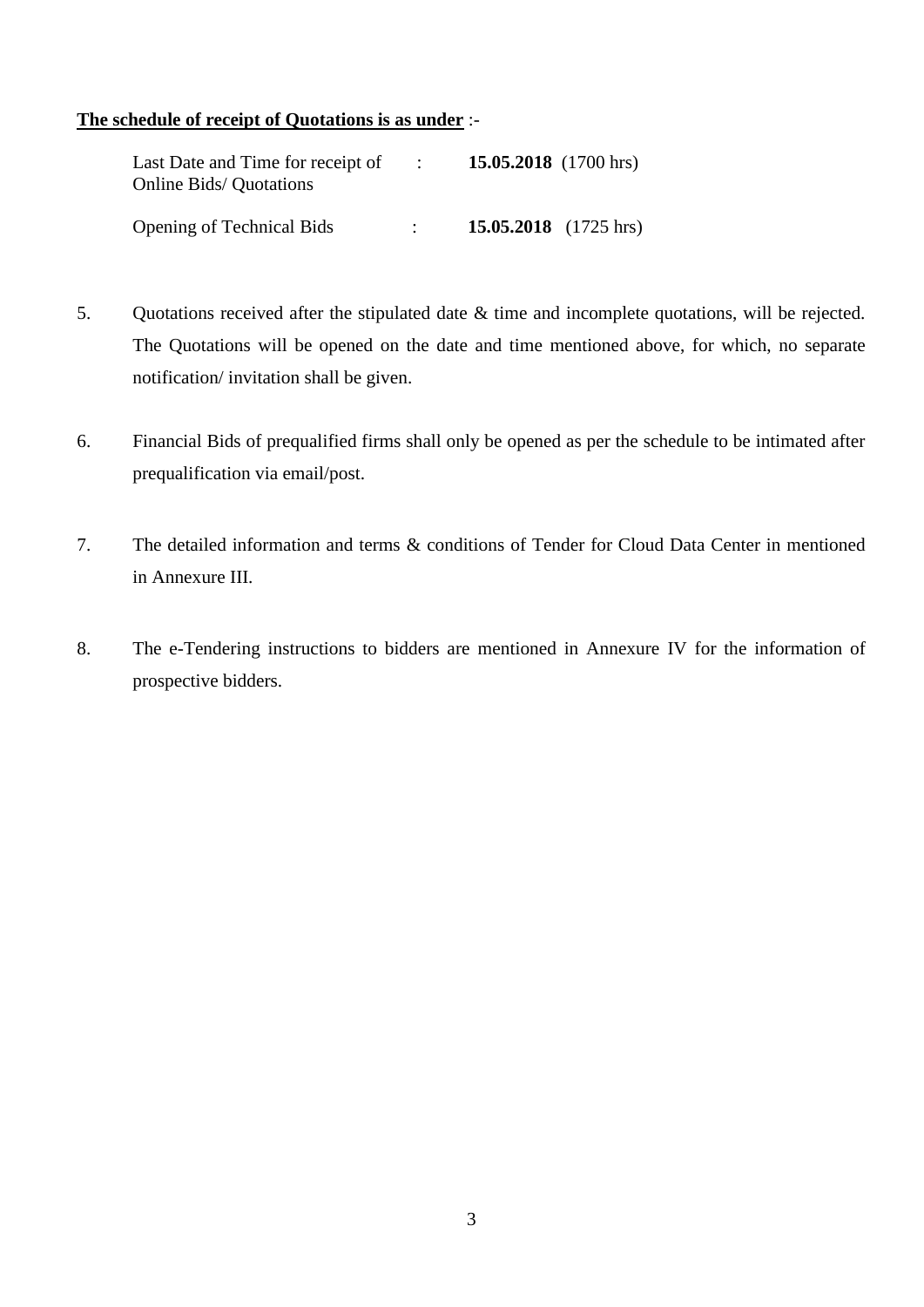**<u>The schedule of receipt of Quotations is as under</u>** :-

| | | |
|---|---|---|
| Last Date and Time for receipt of Online Bids/ Quotations | : | **15.05.2018** (1700 hrs) |
| Opening of Technical Bids | : | **15.05.2018** (1725 hrs) |

5. Quotations received after the stipulated date & time and incomplete quotations, will be rejected. The Quotations will be opened on the date and time mentioned above, for which, no separate notification/ invitation shall be given.

6. Financial Bids of prequalified firms shall only be opened as per the schedule to be intimated after prequalification via email/post.

7. The detailed information and terms & conditions of Tender for Cloud Data Center in mentioned in Annexure III.

8. The e-Tendering instructions to bidders are mentioned in Annexure IV for the information of prospective bidders.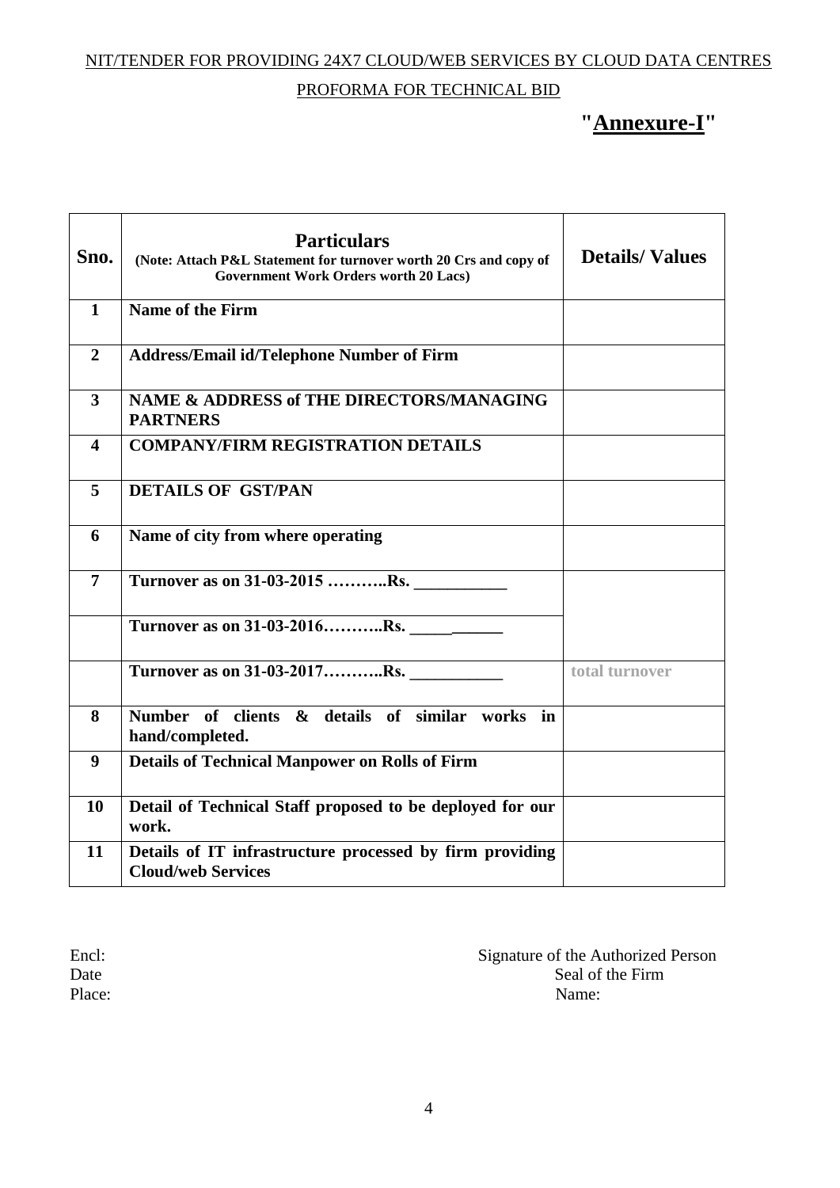NIT/TENDER FOR PROVIDING 24X7 CLOUD/WEB SERVICES BY CLOUD DATA CENTRES

PROFORMA FOR TECHNICAL BID

**"Annexure-I"**

| Sno. | **Particulars** (Note: Attach P&L Statement for turnover worth 20 Crs and copy of Government Work Orders worth 20 Lacs) | Details/ Values |
|---|---|---|
| 1 | Name of the Firm | |
| 2 | Address/Email id/Telephone Number of Firm | |
| 3 | NAME & ADDRESS of THE DIRECTORS/MANAGING PARTNERS | |
| 4 | COMPANY/FIRM REGISTRATION DETAILS | |
| 5 | DETAILS OF GST/PAN | |
| 6 | Name of city from where operating | |
| 7 | Turnover as on 31-03-2015 ………..Rs. ___________ | |
| | Turnover as on 31-03-2016………..Rs. ___________ | |
| | Turnover as on 31-03-2017………..Rs. ___________ | total turnover |
| 8 | Number of clients & details of similar works in hand/completed. | |
| 9 | Details of Technical Manpower on Rolls of Firm | |
| 10 | Detail of Technical Staff proposed to be deployed for our work. | |
| 11 | Details of IT infrastructure processed by firm providing Cloud/web Services | |

Encl:

Date

Place:

Signature of the Authorized Person

Seal of the Firm

Name: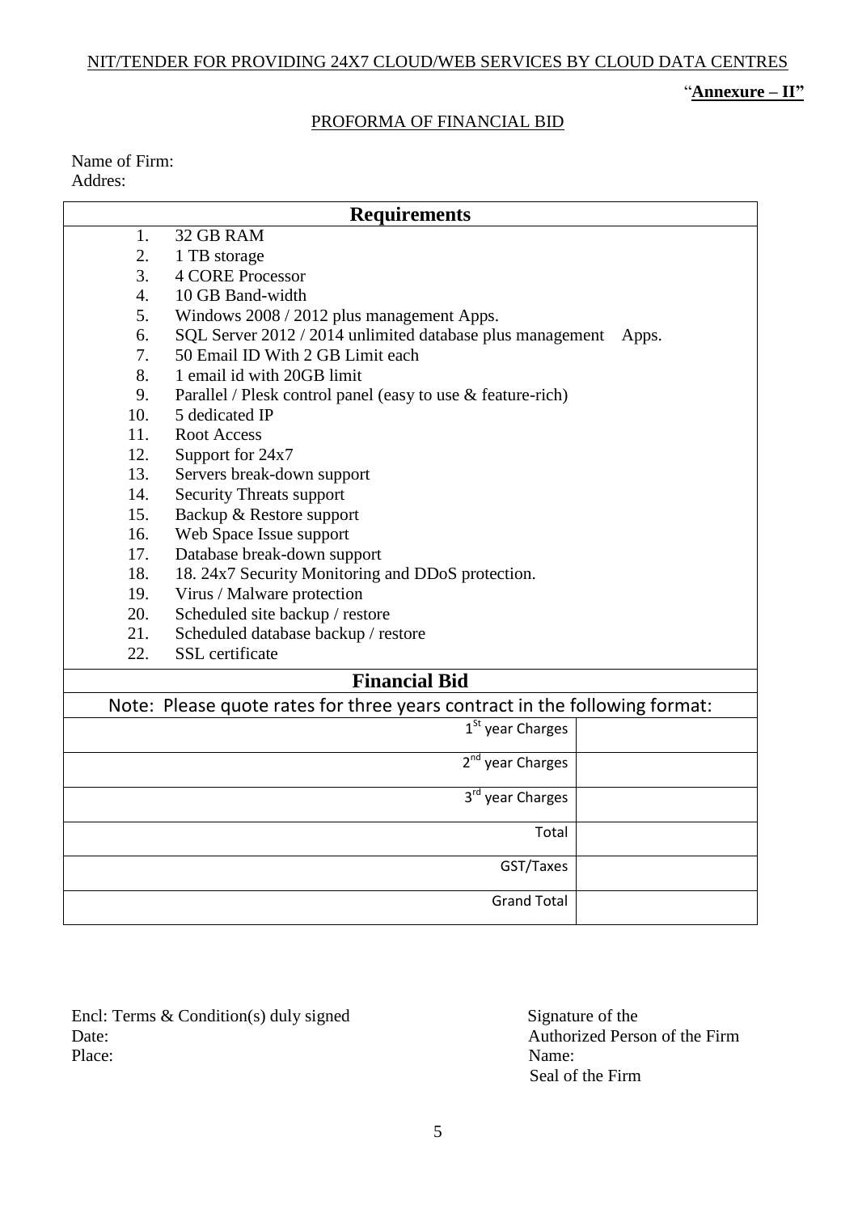NIT/TENDER FOR PROVIDING 24X7 CLOUD/WEB SERVICES BY CLOUD DATA CENTRES

"**Annexure – II"**

PROFORMA OF FINANCIAL BID

Name of Firm:
Addres:

| **Requirements** |
|---|
| 1. 32 GB RAM<br>2. 1 TB storage<br>3. 4 CORE Processor<br>4. 10 GB Band-width<br>5. Windows 2008 / 2012 plus management Apps.<br>6. SQL Server 2012 / 2014 unlimited database plus management Apps.<br>7. 50 Email ID With 2 GB Limit each<br>8. 1 email id with 20GB limit<br>9. Parallel / Plesk control panel (easy to use & feature-rich)<br>10. 5 dedicated IP<br>11. Root Access<br>12. Support for 24x7<br>13. Servers break-down support<br>14. Security Threats support<br>15. Backup & Restore support<br>16. Web Space Issue support<br>17. Database break-down support<br>18. 18. 24x7 Security Monitoring and DDoS protection.<br>19. Virus / Malware protection<br>20. Scheduled site backup / restore<br>21. Scheduled database backup / restore<br>22. SSL certificate |

| **Financial Bid** | |
|---|---|
| Note: Please quote rates for three years contract in the following format: | |
| 1st year Charges | |
| 2nd year Charges | |
| 3rd year Charges | |
| Total | |
| GST/Taxes | |
| Grand Total | |

Encl: Terms & Condition(s) duly signed
Date:
Place:

Signature of the
Authorized Person of the Firm
Name:
Seal of the Firm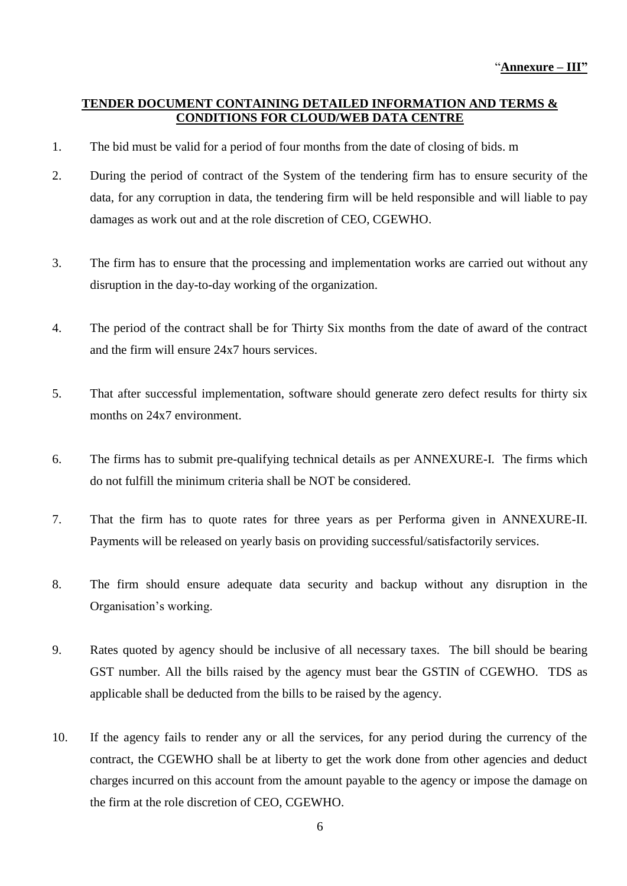"**Annexure – III"**

**TENDER DOCUMENT CONTAINING DETAILED INFORMATION AND TERMS & CONDITIONS FOR CLOUD/WEB DATA CENTRE**

1. The bid must be valid for a period of four months from the date of closing of bids. m

2. During the period of contract of the System of the tendering firm has to ensure security of the data, for any corruption in data, the tendering firm will be held responsible and will liable to pay damages as work out and at the role discretion of CEO, CGEWHO.

3. The firm has to ensure that the processing and implementation works are carried out without any disruption in the day-to-day working of the organization.

4. The period of the contract shall be for Thirty Six months from the date of award of the contract and the firm will ensure 24x7 hours services.

5. That after successful implementation, software should generate zero defect results for thirty six months on 24x7 environment.

6. The firms has to submit pre-qualifying technical details as per ANNEXURE-I. The firms which do not fulfill the minimum criteria shall be NOT be considered.

7. That the firm has to quote rates for three years as per Performa given in ANNEXURE-II. Payments will be released on yearly basis on providing successful/satisfactorily services.

8. The firm should ensure adequate data security and backup without any disruption in the Organisation's working.

9. Rates quoted by agency should be inclusive of all necessary taxes. The bill should be bearing GST number. All the bills raised by the agency must bear the GSTIN of CGEWHO. TDS as applicable shall be deducted from the bills to be raised by the agency.

10. If the agency fails to render any or all the services, for any period during the currency of the contract, the CGEWHO shall be at liberty to get the work done from other agencies and deduct charges incurred on this account from the amount payable to the agency or impose the damage on the firm at the role discretion of CEO, CGEWHO.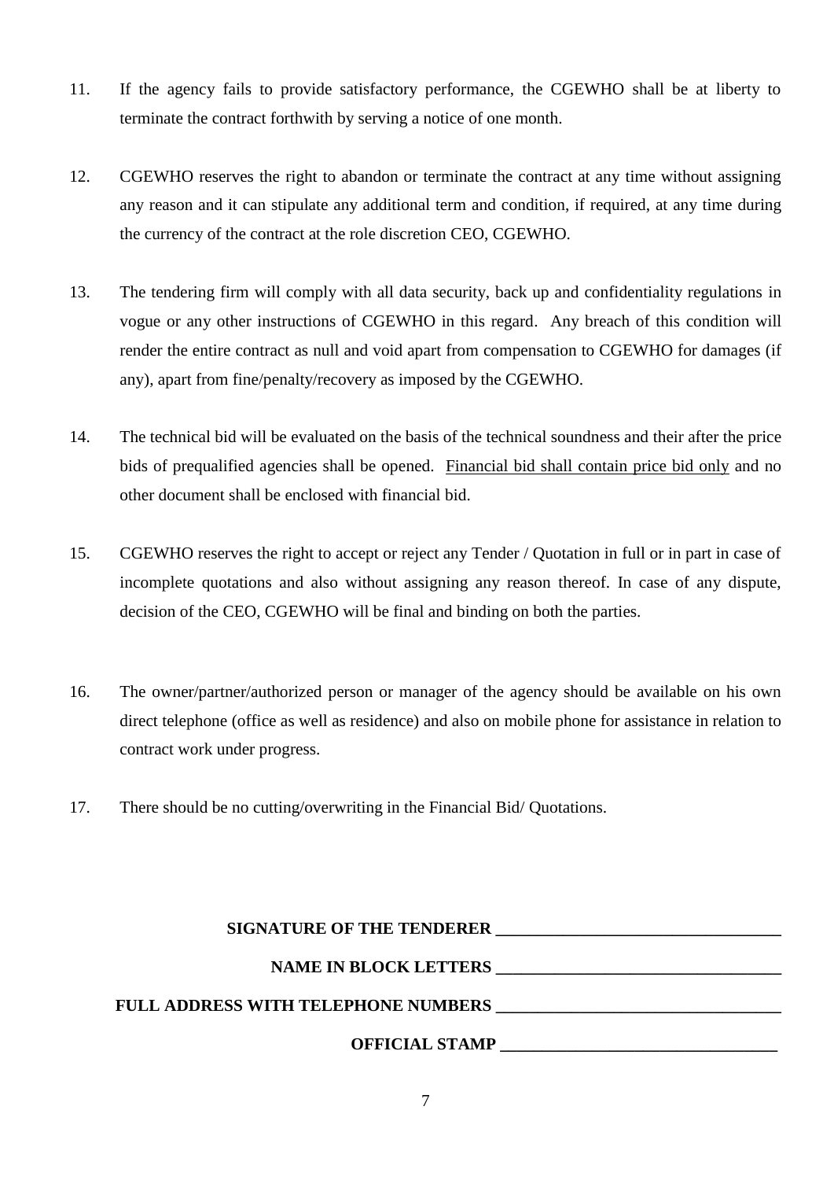11. If the agency fails to provide satisfactory performance, the CGEWHO shall be at liberty to terminate the contract forthwith by serving a notice of one month.

12. CGEWHO reserves the right to abandon or terminate the contract at any time without assigning any reason and it can stipulate any additional term and condition, if required, at any time during the currency of the contract at the role discretion CEO, CGEWHO.

13. The tendering firm will comply with all data security, back up and confidentiality regulations in vogue or any other instructions of CGEWHO in this regard. Any breach of this condition will render the entire contract as null and void apart from compensation to CGEWHO for damages (if any), apart from fine/penalty/recovery as imposed by the CGEWHO.

14. The technical bid will be evaluated on the basis of the technical soundness and their after the price bids of prequalified agencies shall be opened. <u>Financial bid shall contain price bid only</u> and no other document shall be enclosed with financial bid.

15. CGEWHO reserves the right to accept or reject any Tender / Quotation in full or in part in case of incomplete quotations and also without assigning any reason thereof. In case of any dispute, decision of the CEO, CGEWHO will be final and binding on both the parties.

16. The owner/partner/authorized person or manager of the agency should be available on his own direct telephone (office as well as residence) and also on mobile phone for assistance in relation to contract work under progress.

17. There should be no cutting/overwriting in the Financial Bid/ Quotations.

**SIGNATURE OF THE TENDERER** ________________________________

**NAME IN BLOCK LETTERS** ________________________________

**FULL ADDRESS WITH TELEPHONE NUMBERS** ________________________________

**OFFICIAL STAMP** ________________________________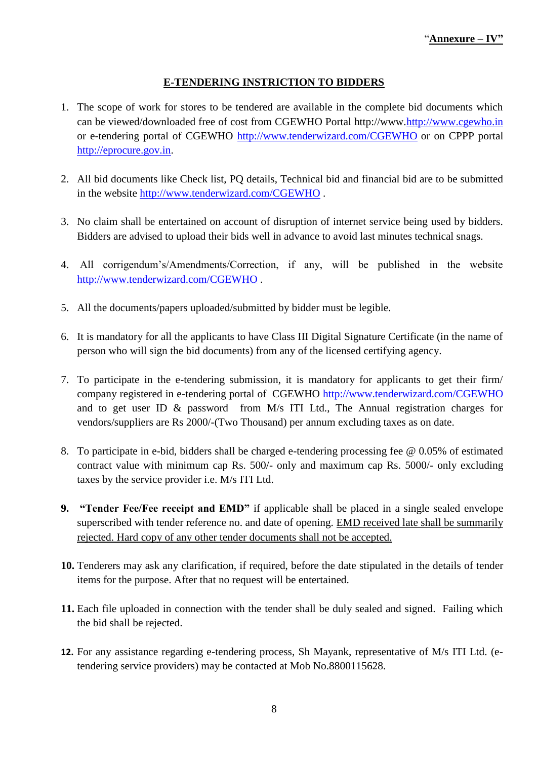“**Annexure – IV”**

## E-TENDERING INSTRICTION TO BIDDERS

1. The scope of work for stores to be tendered are available in the complete bid documents which can be viewed/downloaded free of cost from CGEWHO Portal http://www.http://www.cgewho.in or e-tendering portal of CGEWHO http://www.tenderwizard.com/CGEWHO or on CPPP portal http://eprocure.gov.in.

2. All bid documents like Check list, PQ details, Technical bid and financial bid are to be submitted in the website http://www.tenderwizard.com/CGEWHO .

3. No claim shall be entertained on account of disruption of internet service being used by bidders. Bidders are advised to upload their bids well in advance to avoid last minutes technical snags.

4. All corrigendum’s/Amendments/Correction, if any, will be published in the website http://www.tenderwizard.com/CGEWHO .

5. All the documents/papers uploaded/submitted by bidder must be legible.

6. It is mandatory for all the applicants to have Class III Digital Signature Certificate (in the name of person who will sign the bid documents) from any of the licensed certifying agency.

7. To participate in the e-tendering submission, it is mandatory for applicants to get their firm/ company registered in e-tendering portal of CGEWHO http://www.tenderwizard.com/CGEWHO and to get user ID & password from M/s ITI Ltd., The Annual registration charges for vendors/suppliers are Rs 2000/-(Two Thousand) per annum excluding taxes as on date.

8. To participate in e-bid, bidders shall be charged e-tendering processing fee @ 0.05% of estimated contract value with minimum cap Rs. 500/- only and maximum cap Rs. 5000/- only excluding taxes by the service provider i.e. M/s ITI Ltd.

9. **“Tender Fee/Fee receipt and EMD”** if applicable shall be placed in a single sealed envelope superscribed with tender reference no. and date of opening. EMD received late shall be summarily rejected. Hard copy of any other tender documents shall not be accepted.

10. Tenderers may ask any clarification, if required, before the date stipulated in the details of tender items for the purpose. After that no request will be entertained.

11. Each file uploaded in connection with the tender shall be duly sealed and signed. Failing which the bid shall be rejected.

12. For any assistance regarding e-tendering process, Sh Mayank, representative of M/s ITI Ltd. (e-tendering service providers) may be contacted at Mob No.8800115628.